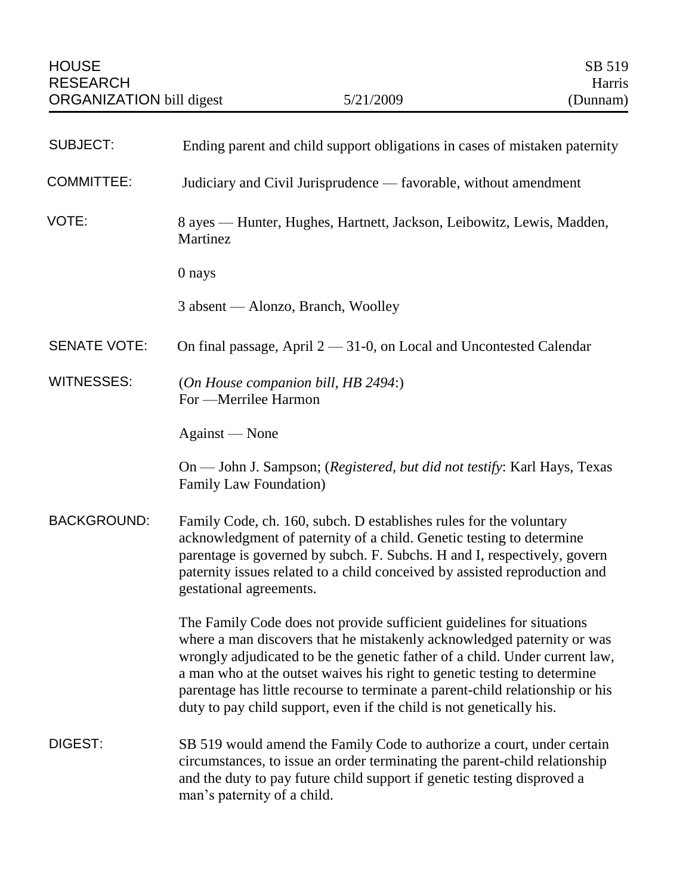HOUSE RESEARCH ORGANIZATION bill digest — 5/21/2009 — SB 519 Harris (Dunnam)

| | |
|---|---|
| SUBJECT: | Ending parent and child support obligations in cases of mistaken paternity |
| COMMITTEE: | Judiciary and Civil Jurisprudence — favorable, without amendment |
| VOTE: | 8 ayes — Hunter, Hughes, Hartnett, Jackson, Leibowitz, Lewis, Madden, Martinez<br><br>0 nays<br><br>3 absent — Alonzo, Branch, Woolley |
| SENATE VOTE: | On final passage, April 2 — 31-0, on Local and Uncontested Calendar |
| WITNESSES: | (*On House companion bill, HB 2494*:)<br>For —Merrilee Harmon<br><br>Against — None<br><br>On — John J. Sampson; (*Registered, but did not testify*: Karl Hays, Texas Family Law Foundation) |

**BACKGROUND:**

Family Code, ch. 160, subch. D establishes rules for the voluntary acknowledgment of paternity of a child. Genetic testing to determine parentage is governed by subch. F. Subchs. H and I, respectively, govern paternity issues related to a child conceived by assisted reproduction and gestational agreements.

The Family Code does not provide sufficient guidelines for situations where a man discovers that he mistakenly acknowledged paternity or was wrongly adjudicated to be the genetic father of a child. Under current law, a man who at the outset waives his right to genetic testing to determine parentage has little recourse to terminate a parent-child relationship or his duty to pay child support, even if the child is not genetically his.

**DIGEST:**

SB 519 would amend the Family Code to authorize a court, under certain circumstances, to issue an order terminating the parent-child relationship and the duty to pay future child support if genetic testing disproved a man's paternity of a child.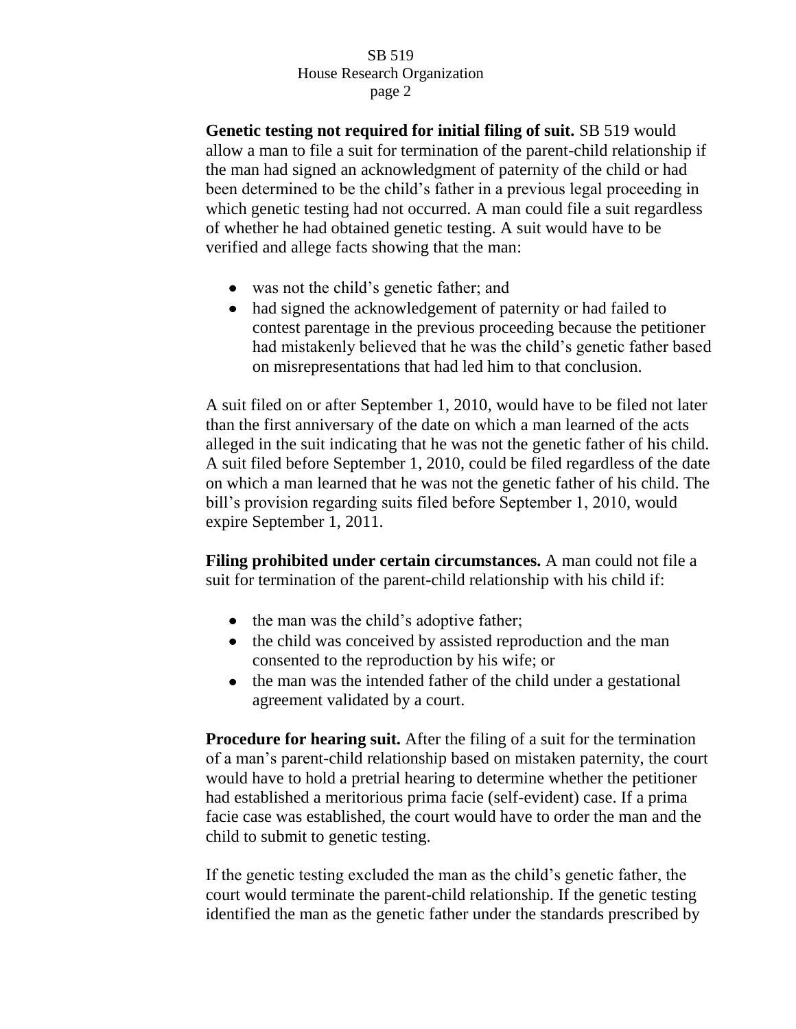**Genetic testing not required for initial filing of suit.** SB 519 would allow a man to file a suit for termination of the parent-child relationship if the man had signed an acknowledgment of paternity of the child or had been determined to be the child's father in a previous legal proceeding in which genetic testing had not occurred. A man could file a suit regardless of whether he had obtained genetic testing. A suit would have to be verified and allege facts showing that the man:

- was not the child's genetic father; and
- had signed the acknowledgement of paternity or had failed to contest parentage in the previous proceeding because the petitioner had mistakenly believed that he was the child's genetic father based on misrepresentations that had led him to that conclusion.

A suit filed on or after September 1, 2010, would have to be filed not later than the first anniversary of the date on which a man learned of the acts alleged in the suit indicating that he was not the genetic father of his child. A suit filed before September 1, 2010, could be filed regardless of the date on which a man learned that he was not the genetic father of his child. The bill's provision regarding suits filed before September 1, 2010, would expire September 1, 2011.

**Filing prohibited under certain circumstances.** A man could not file a suit for termination of the parent-child relationship with his child if:

- the man was the child's adoptive father;
- the child was conceived by assisted reproduction and the man consented to the reproduction by his wife; or
- the man was the intended father of the child under a gestational agreement validated by a court.

**Procedure for hearing suit.** After the filing of a suit for the termination of a man's parent-child relationship based on mistaken paternity, the court would have to hold a pretrial hearing to determine whether the petitioner had established a meritorious prima facie (self-evident) case. If a prima facie case was established, the court would have to order the man and the child to submit to genetic testing.

If the genetic testing excluded the man as the child's genetic father, the court would terminate the parent-child relationship. If the genetic testing identified the man as the genetic father under the standards prescribed by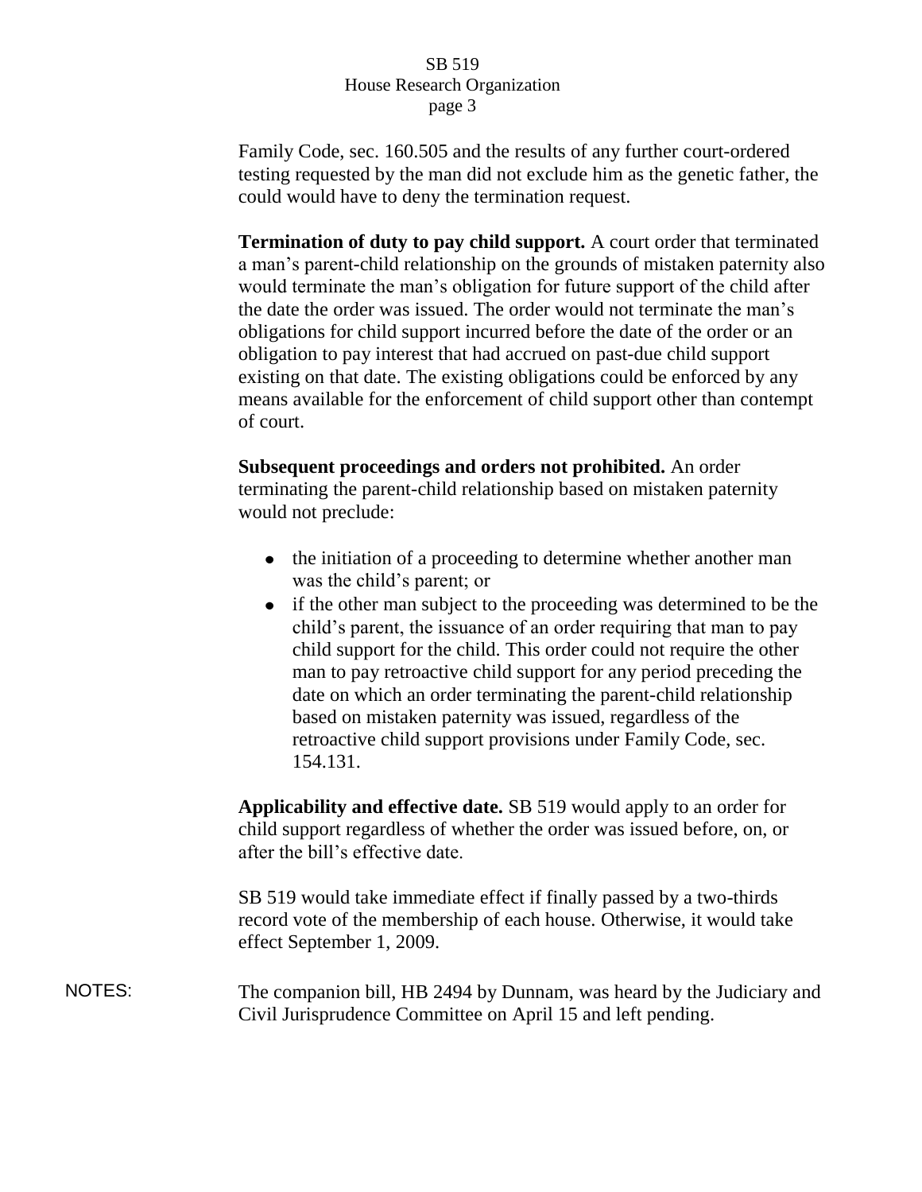Family Code, sec. 160.505 and the results of any further court-ordered testing requested by the man did not exclude him as the genetic father, the could would have to deny the termination request.

**Termination of duty to pay child support.** A court order that terminated a man's parent-child relationship on the grounds of mistaken paternity also would terminate the man's obligation for future support of the child after the date the order was issued. The order would not terminate the man's obligations for child support incurred before the date of the order or an obligation to pay interest that had accrued on past-due child support existing on that date. The existing obligations could be enforced by any means available for the enforcement of child support other than contempt of court.

**Subsequent proceedings and orders not prohibited.** An order terminating the parent-child relationship based on mistaken paternity would not preclude:

- the initiation of a proceeding to determine whether another man was the child's parent; or
- if the other man subject to the proceeding was determined to be the child's parent, the issuance of an order requiring that man to pay child support for the child. This order could not require the other man to pay retroactive child support for any period preceding the date on which an order terminating the parent-child relationship based on mistaken paternity was issued, regardless of the retroactive child support provisions under Family Code, sec. 154.131.

**Applicability and effective date.** SB 519 would apply to an order for child support regardless of whether the order was issued before, on, or after the bill's effective date.

SB 519 would take immediate effect if finally passed by a two-thirds record vote of the membership of each house. Otherwise, it would take effect September 1, 2009.

NOTES: The companion bill, HB 2494 by Dunnam, was heard by the Judiciary and Civil Jurisprudence Committee on April 15 and left pending.